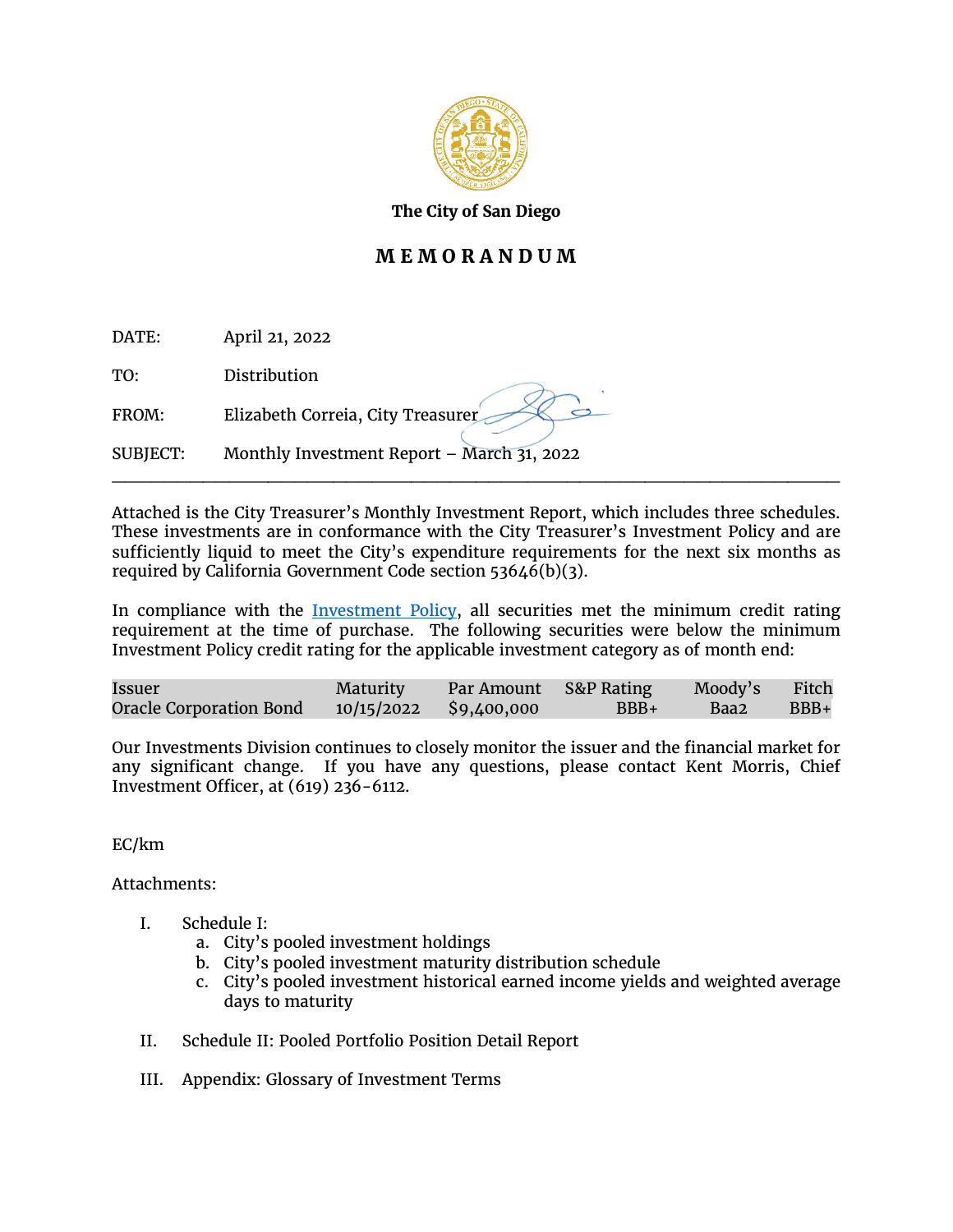**The City of San Diego**

# M E M O R A N D U M

DATE: April 21, 2022

TO: Distribution

FROM: Elizabeth Correia, City Treasurer

SUBJECT: Monthly Investment Report – March 31, 2022

---

Attached is the City Treasurer's Monthly Investment Report, which includes three schedules. These investments are in conformance with the City Treasurer's Investment Policy and are sufficiently liquid to meet the City's expenditure requirements for the next six months as required by California Government Code section 53646(b)(3).

In compliance with the Investment Policy, all securities met the minimum credit rating requirement at the time of purchase. The following securities were below the minimum Investment Policy credit rating for the applicable investment category as of month end:

| Issuer | Maturity | Par Amount | S&P Rating | Moody's | Fitch |
|---|---|---|---|---|---|
| Oracle Corporation Bond | 10/15/2022 | $9,400,000 | BBB+ | Baa2 | BBB+ |

Our Investments Division continues to closely monitor the issuer and the financial market for any significant change. If you have any questions, please contact Kent Morris, Chief Investment Officer, at (619) 236-6112.

EC/km

Attachments:

I. Schedule I:
   a. City's pooled investment holdings
   b. City's pooled investment maturity distribution schedule
   c. City's pooled investment historical earned income yields and weighted average days to maturity

II. Schedule II: Pooled Portfolio Position Detail Report

III. Appendix: Glossary of Investment Terms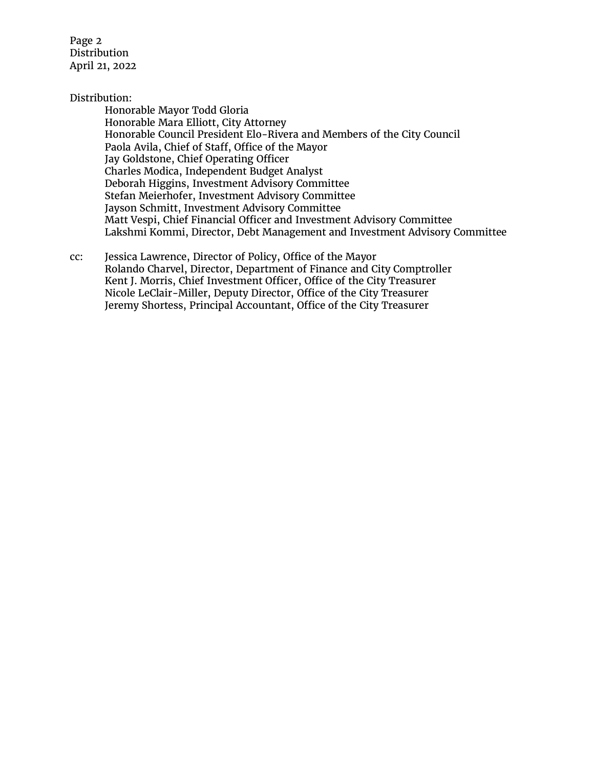Distribution:

Honorable Mayor Todd Gloria
Honorable Mara Elliott, City Attorney
Honorable Council President Elo-Rivera and Members of the City Council
Paola Avila, Chief of Staff, Office of the Mayor
Jay Goldstone, Chief Operating Officer
Charles Modica, Independent Budget Analyst
Deborah Higgins, Investment Advisory Committee
Stefan Meierhofer, Investment Advisory Committee
Jayson Schmitt, Investment Advisory Committee
Matt Vespi, Chief Financial Officer and Investment Advisory Committee
Lakshmi Kommi, Director, Debt Management and Investment Advisory Committee

cc:

Jessica Lawrence, Director of Policy, Office of the Mayor
Rolando Charvel, Director, Department of Finance and City Comptroller
Kent J. Morris, Chief Investment Officer, Office of the City Treasurer
Nicole LeClair-Miller, Deputy Director, Office of the City Treasurer
Jeremy Shortess, Principal Accountant, Office of the City Treasurer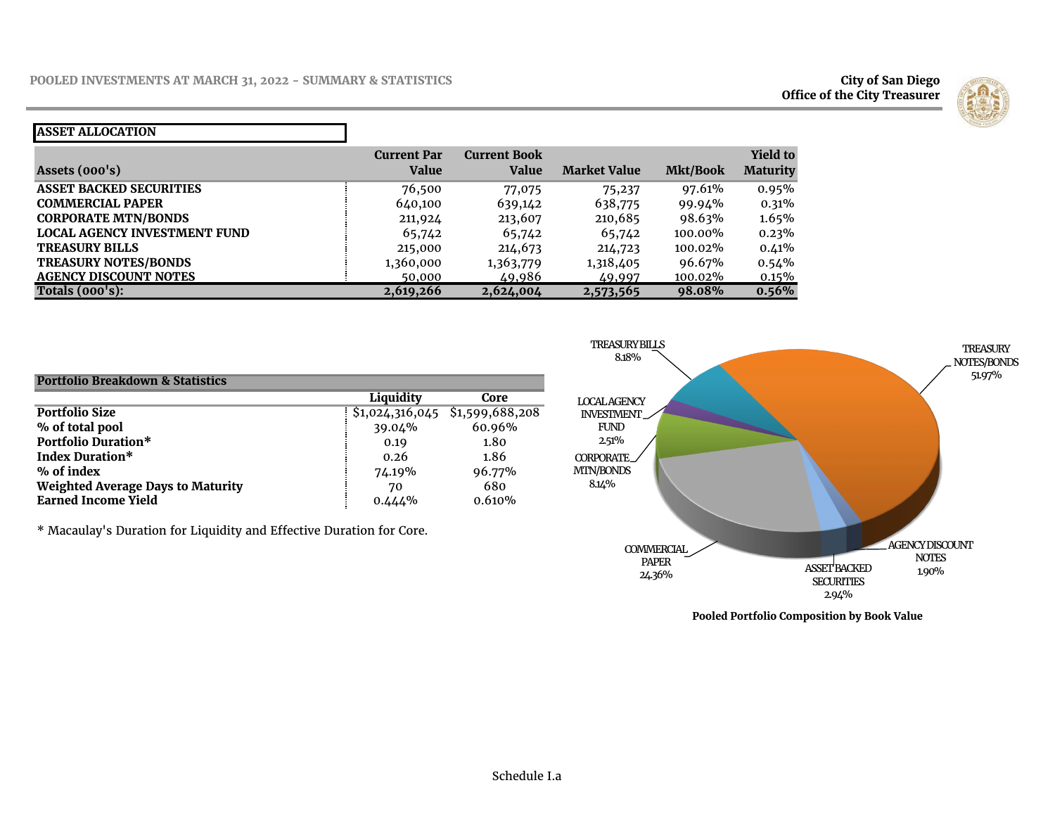# POOLED INVESTMENTS AT MARCH 31, 2022 - SUMMARY & STATISTICS

**City of San Diego**
**Office of the City Treasurer**

## ASSET ALLOCATION

| Assets (000's) | Current Par Value | Current Book Value | Market Value | Mkt/Book | Yield to Maturity |
|---|---|---|---|---|---|
| ASSET BACKED SECURITIES | 76,500 | 77,075 | 75,237 | 97.61% | 0.95% |
| COMMERCIAL PAPER | 640,100 | 639,142 | 638,775 | 99.94% | 0.31% |
| CORPORATE MTN/BONDS | 211,924 | 213,607 | 210,685 | 98.63% | 1.65% |
| LOCAL AGENCY INVESTMENT FUND | 65,742 | 65,742 | 65,742 | 100.00% | 0.23% |
| TREASURY BILLS | 215,000 | 214,673 | 214,723 | 100.02% | 0.41% |
| TREASURY NOTES/BONDS | 1,360,000 | 1,363,779 | 1,318,405 | 96.67% | 0.54% |
| AGENCY DISCOUNT NOTES | 50,000 | 49,986 | 49,997 | 100.02% | 0.15% |
| **Totals (000's):** | **2,619,266** | **2,624,004** | **2,573,565** | **98.08%** | **0.56%** |

## Portfolio Breakdown & Statistics

| | Liquidity | Core |
|---|---|---|
| Portfolio Size | $1,024,316,045 | $1,599,688,208 |
| % of total pool | 39.04% | 60.96% |
| Portfolio Duration* | 0.19 | 1.80 |
| Index Duration* | 0.26 | 1.86 |
| % of index | 74.19% | 96.77% |
| Weighted Average Days to Maturity | 70 | 680 |
| Earned Income Yield | 0.444% | 0.610% |

* Macaulay's Duration for Liquidity and Effective Duration for Core.

| Asset | % |
|---|---|
| TREASURY BILLS | 8.18% |
| TREASURY NOTES/BONDS | 51.97% |
| LOCAL AGENCY INVESTMENT FUND | 2.51% |
| CORPORATE MTN/BONDS | 8.14% |
| COMMERCIAL PAPER | 24.36% |
| ASSET BACKED SECURITIES | 2.94% |
| AGENCY DISCOUNT NOTES | 1.90% |

**Pooled Portfolio Composition by Book Value**

Schedule I.a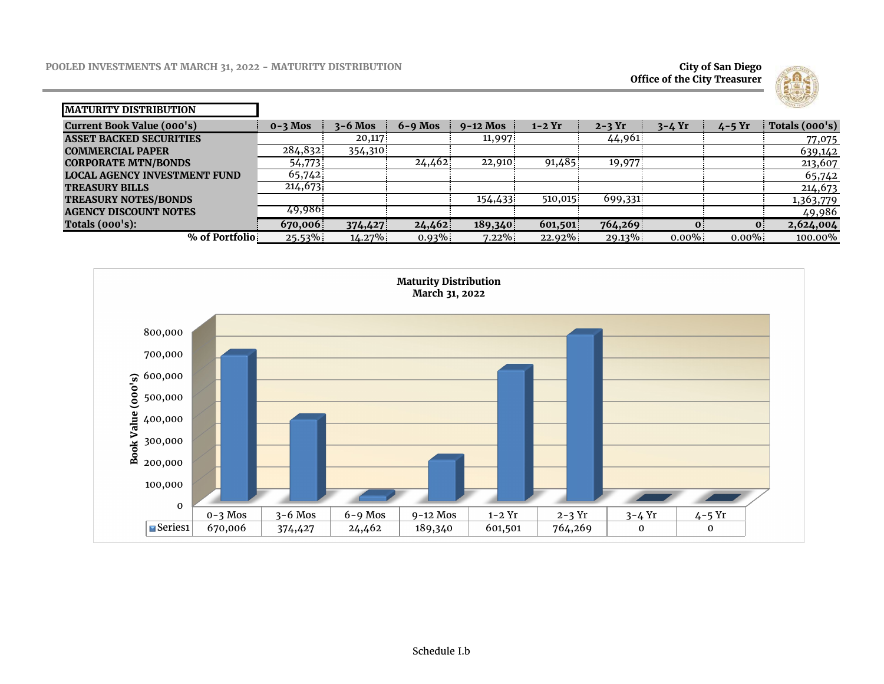# POOLED INVESTMENTS AT MARCH 31, 2022 - MATURITY DISTRIBUTION

**City of San Diego**
**Office of the City Treasurer**

**MATURITY DISTRIBUTION**

| Current Book Value (000's) | 0-3 Mos | 3-6 Mos | 6-9 Mos | 9-12 Mos | 1-2 Yr | 2-3 Yr | 3-4 Yr | 4-5 Yr | Totals (000's) |
|---|---|---|---|---|---|---|---|---|---|
| ASSET BACKED SECURITIES | | 20,117 | | 11,997 | | 44,961 | | | 77,075 |
| COMMERCIAL PAPER | 284,832 | 354,310 | | | | | | | 639,142 |
| CORPORATE MTN/BONDS | 54,773 | | 24,462 | 22,910 | 91,485 | 19,977 | | | 213,607 |
| LOCAL AGENCY INVESTMENT FUND | 65,742 | | | | | | | | 65,742 |
| TREASURY BILLS | 214,673 | | | | | | | | 214,673 |
| TREASURY NOTES/BONDS | | | | 154,433 | 510,015 | 699,331 | | | 1,363,779 |
| AGENCY DISCOUNT NOTES | 49,986 | | | | | | | | 49,986 |
| **Totals (000's):** | **670,006** | **374,427** | **24,462** | **189,340** | **601,501** | **764,269** | **0** | **0** | **2,624,004** |
| **% of Portfolio** | 25.53% | 14.27% | 0.93% | 7.22% | 22.92% | 29.13% | 0.00% | 0.00% | 100.00% |

**Maturity Distribution**
**March 31, 2022**

| | 0-3 Mos | 3-6 Mos | 6-9 Mos | 9-12 Mos | 1-2 Yr | 2-3 Yr | 3-4 Yr | 4-5 Yr |
|---|---|---|---|---|---|---|---|---|
| Series1 | 670,006 | 374,427 | 24,462 | 189,340 | 601,501 | 764,269 | 0 | 0 |

Book Value (000's)

Schedule I.b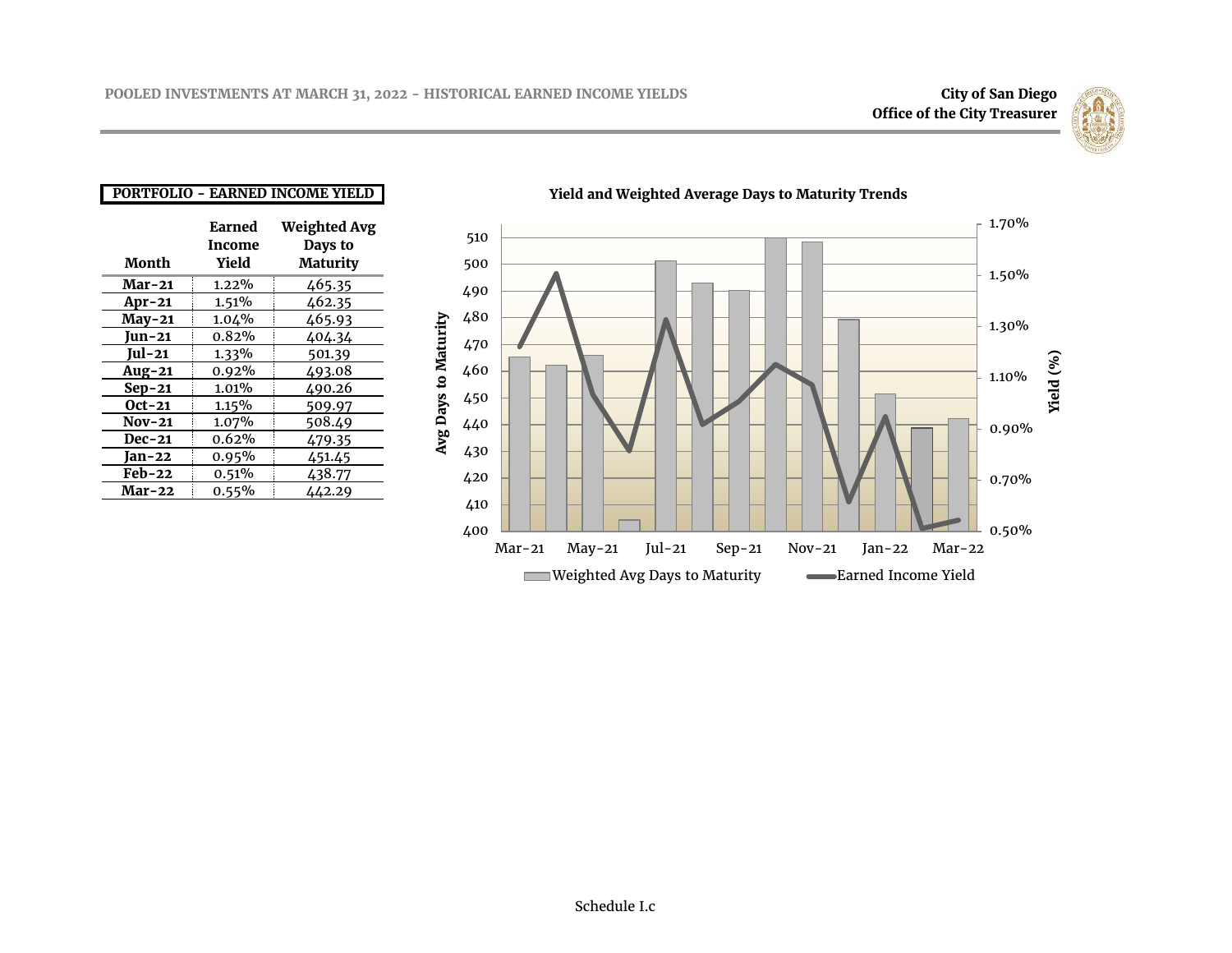## PORTFOLIO - EARNED INCOME YIELD

| Month | Earned Income Yield | Weighted Avg Days to Maturity |
|---|---|---|
| **Mar-21** | 1.22% | 465.35 |
| **Apr-21** | 1.51% | 462.35 |
| **May-21** | 1.04% | 465.93 |
| **Jun-21** | 0.82% | 404.34 |
| **Jul-21** | 1.33% | 501.39 |
| **Aug-21** | 0.92% | 493.08 |
| **Sep-21** | 1.01% | 490.26 |
| **Oct-21** | 1.15% | 509.97 |
| **Nov-21** | 1.07% | 508.49 |
| **Dec-21** | 0.62% | 479.35 |
| **Jan-22** | 0.95% | 451.45 |
| **Feb-22** | 0.51% | 438.77 |
| **Mar-22** | 0.55% | 442.29 |

**Yield and Weighted Average Days to Maturity Trends**

Schedule I.c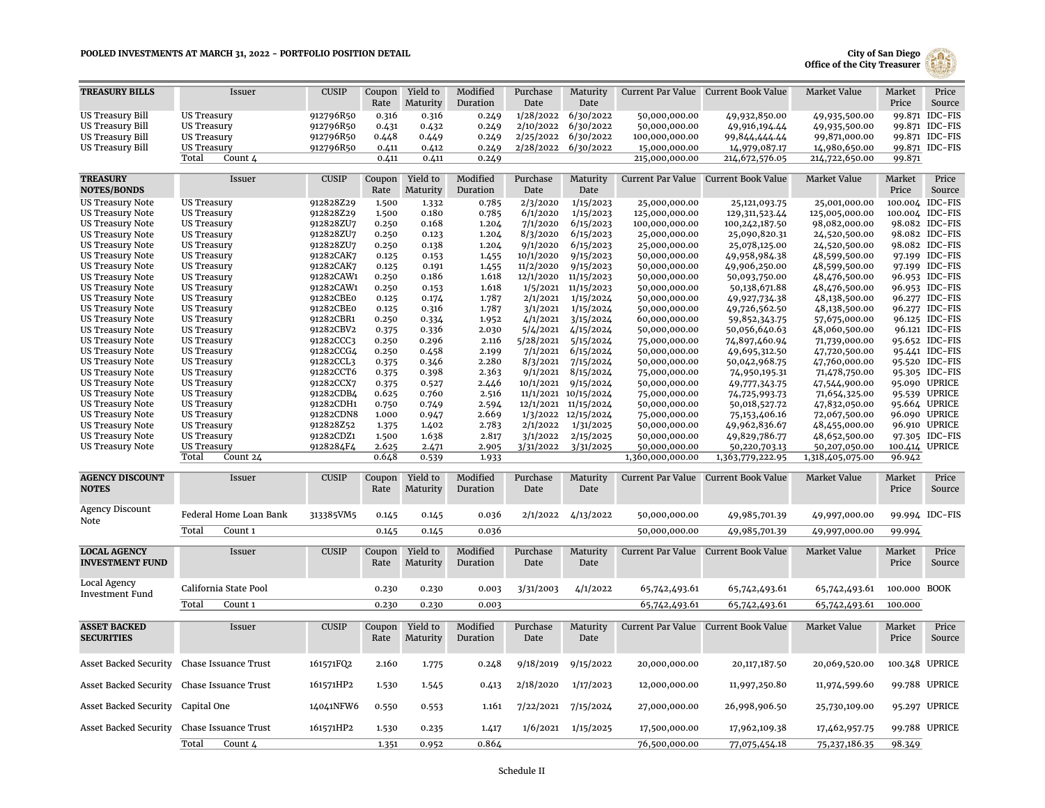# POOLED INVESTMENTS AT MARCH 31, 2022 - PORTFOLIO POSITION DETAIL

**City of San Diego**
**Office of the City Treasurer**

| TREASURY BILLS | Issuer | CUSIP | Coupon Rate | Yield to Maturity | Modified Duration | Purchase Date | Maturity Date | Current Par Value | Current Book Value | Market Value | Market Price | Price Source |
|---|---|---|---|---|---|---|---|---|---|---|---|---|
| US Treasury Bill | US Treasury | 912796R50 | 0.316 | 0.316 | 0.249 | 1/28/2022 | 6/30/2022 | 50,000,000.00 | 49,932,850.00 | 49,935,500.00 | 99.871 | IDC-FIS |
| US Treasury Bill | US Treasury | 912796R50 | 0.431 | 0.432 | 0.249 | 2/10/2022 | 6/30/2022 | 50,000,000.00 | 49,916,194.44 | 49,935,500.00 | 99.871 | IDC-FIS |
| US Treasury Bill | US Treasury | 912796R50 | 0.448 | 0.449 | 0.249 | 2/25/2022 | 6/30/2022 | 100,000,000.00 | 99,844,444.44 | 99,871,000.00 | 99.871 | IDC-FIS |
| US Treasury Bill | US Treasury | 912796R50 | 0.411 | 0.412 | 0.249 | 2/28/2022 | 6/30/2022 | 15,000,000.00 | 14,979,087.17 | 14,980,650.00 | 99.871 | IDC-FIS |
| | Total Count 4 | | 0.411 | 0.411 | 0.249 | | | 215,000,000.00 | 214,672,576.05 | 214,722,650.00 | 99.871 | |

| TREASURY NOTES/BONDS | Issuer | CUSIP | Coupon Rate | Yield to Maturity | Modified Duration | Purchase Date | Maturity Date | Current Par Value | Current Book Value | Market Value | Market Price | Price Source |
|---|---|---|---|---|---|---|---|---|---|---|---|---|
| US Treasury Note | US Treasury | 912828Z29 | 1.500 | 1.332 | 0.785 | 2/3/2020 | 1/15/2023 | 25,000,000.00 | 25,121,093.75 | 25,001,000.00 | 100.004 | IDC-FIS |
| US Treasury Note | US Treasury | 912828Z29 | 1.500 | 0.180 | 0.785 | 6/1/2020 | 1/15/2023 | 125,000,000.00 | 129,311,523.44 | 125,005,000.00 | 100.004 | IDC-FIS |
| US Treasury Note | US Treasury | 912828ZU7 | 0.250 | 0.168 | 1.204 | 7/1/2020 | 6/15/2023 | 100,000,000.00 | 100,242,187.50 | 98,082,000.00 | 98.082 | IDC-FIS |
| US Treasury Note | US Treasury | 912828ZU7 | 0.250 | 0.123 | 1.204 | 8/3/2020 | 6/15/2023 | 25,000,000.00 | 25,090,820.31 | 24,520,500.00 | 98.082 | IDC-FIS |
| US Treasury Note | US Treasury | 912828ZU7 | 0.250 | 0.138 | 1.204 | 9/1/2020 | 6/15/2023 | 25,000,000.00 | 25,078,125.00 | 24,520,500.00 | 98.082 | IDC-FIS |
| US Treasury Note | US Treasury | 91282CAK7 | 0.125 | 0.153 | 1.455 | 10/1/2020 | 9/15/2023 | 50,000,000.00 | 49,958,984.38 | 48,599,500.00 | 97.199 | IDC-FIS |
| US Treasury Note | US Treasury | 91282CAK7 | 0.125 | 0.191 | 1.455 | 11/2/2020 | 9/15/2023 | 50,000,000.00 | 49,906,250.00 | 48,599,500.00 | 97.199 | IDC-FIS |
| US Treasury Note | US Treasury | 91282CAW1 | 0.250 | 0.186 | 1.618 | 12/1/2020 | 11/15/2023 | 50,000,000.00 | 50,093,750.00 | 48,476,500.00 | 96.953 | IDC-FIS |
| US Treasury Note | US Treasury | 91282CAW1 | 0.250 | 0.153 | 1.618 | 1/5/2021 | 11/15/2023 | 50,000,000.00 | 50,138,671.88 | 48,476,500.00 | 96.953 | IDC-FIS |
| US Treasury Note | US Treasury | 91282CBE0 | 0.125 | 0.174 | 1.787 | 2/1/2021 | 1/15/2024 | 50,000,000.00 | 49,927,734.38 | 48,138,500.00 | 96.277 | IDC-FIS |
| US Treasury Note | US Treasury | 91282CBE0 | 0.125 | 0.316 | 1.787 | 3/1/2021 | 1/15/2024 | 50,000,000.00 | 49,726,562.50 | 48,138,500.00 | 96.277 | IDC-FIS |
| US Treasury Note | US Treasury | 91282CBR1 | 0.250 | 0.334 | 1.952 | 4/1/2021 | 3/15/2024 | 60,000,000.00 | 59,852,343.75 | 57,675,000.00 | 96.125 | IDC-FIS |
| US Treasury Note | US Treasury | 91282CBV2 | 0.375 | 0.336 | 2.030 | 5/4/2021 | 4/15/2024 | 50,000,000.00 | 50,056,640.63 | 48,060,500.00 | 96.121 | IDC-FIS |
| US Treasury Note | US Treasury | 91282CCC3 | 0.250 | 0.296 | 2.116 | 5/28/2021 | 5/15/2024 | 75,000,000.00 | 74,897,460.94 | 71,739,000.00 | 95.652 | IDC-FIS |
| US Treasury Note | US Treasury | 91282CCG4 | 0.250 | 0.458 | 2.199 | 7/1/2021 | 6/15/2024 | 50,000,000.00 | 49,695,312.50 | 47,720,500.00 | 95.441 | IDC-FIS |
| US Treasury Note | US Treasury | 91282CCL3 | 0.375 | 0.346 | 2.280 | 8/3/2021 | 7/15/2024 | 50,000,000.00 | 50,042,968.75 | 47,760,000.00 | 95.520 | IDC-FIS |
| US Treasury Note | US Treasury | 91282CCT6 | 0.375 | 0.398 | 2.363 | 9/1/2021 | 8/15/2024 | 75,000,000.00 | 74,950,195.31 | 71,478,750.00 | 95.305 | IDC-FIS |
| US Treasury Note | US Treasury | 91282CCX7 | 0.375 | 0.527 | 2.446 | 10/1/2021 | 9/15/2024 | 50,000,000.00 | 49,777,343.75 | 47,544,900.00 | 95.090 | UPRICE |
| US Treasury Note | US Treasury | 91282CDB4 | 0.625 | 0.760 | 2.516 | 11/1/2021 | 10/15/2024 | 75,000,000.00 | 74,725,993.73 | 71,654,325.00 | 95.539 | UPRICE |
| US Treasury Note | US Treasury | 91282CDH1 | 0.750 | 0.749 | 2.594 | 12/1/2021 | 11/15/2024 | 50,000,000.00 | 50,018,527.72 | 47,832,050.00 | 95.664 | UPRICE |
| US Treasury Note | US Treasury | 91282CDN8 | 1.000 | 0.947 | 2.669 | 1/3/2022 | 12/15/2024 | 75,000,000.00 | 75,153,406.16 | 72,067,500.00 | 96.090 | UPRICE |
| US Treasury Note | US Treasury | 912828Z52 | 1.375 | 1.402 | 2.783 | 2/1/2022 | 1/31/2025 | 50,000,000.00 | 49,962,836.67 | 48,455,000.00 | 96.910 | UPRICE |
| US Treasury Note | US Treasury | 91282CDZ1 | 1.500 | 1.638 | 2.817 | 3/1/2022 | 2/15/2025 | 50,000,000.00 | 49,829,786.77 | 48,652,500.00 | 97.305 | IDC-FIS |
| US Treasury Note | US Treasury | 9128284F4 | 2.625 | 2.471 | 2.905 | 3/31/2022 | 3/31/2025 | 50,000,000.00 | 50,220,703.13 | 50,207,050.00 | 100.414 | UPRICE |
| | Total Count 24 | | 0.648 | 0.539 | 1.933 | | | 1,360,000,000.00 | 1,363,779,222.95 | 1,318,405,075.00 | 96.942 | |

| AGENCY DISCOUNT NOTES | Issuer | CUSIP | Coupon Rate | Yield to Maturity | Modified Duration | Purchase Date | Maturity Date | Current Par Value | Current Book Value | Market Value | Market Price | Price Source |
|---|---|---|---|---|---|---|---|---|---|---|---|---|
| Agency Discount Note | Federal Home Loan Bank | 313385VM5 | 0.145 | 0.145 | 0.036 | 2/1/2022 | 4/13/2022 | 50,000,000.00 | 49,985,701.39 | 49,997,000.00 | 99.994 | IDC-FIS |
| | Total Count 1 | | 0.145 | 0.145 | 0.036 | | | 50,000,000.00 | 49,985,701.39 | 49,997,000.00 | 99.994 | |

| LOCAL AGENCY INVESTMENT FUND | Issuer | CUSIP | Coupon Rate | Yield to Maturity | Modified Duration | Purchase Date | Maturity Date | Current Par Value | Current Book Value | Market Value | Market Price | Price Source |
|---|---|---|---|---|---|---|---|---|---|---|---|---|
| Local Agency Investment Fund | California State Pool | | 0.230 | 0.230 | 0.003 | 3/31/2003 | 4/1/2022 | 65,742,493.61 | 65,742,493.61 | 65,742,493.61 | 100.000 | BOOK |
| | Total Count 1 | | 0.230 | 0.230 | 0.003 | | | 65,742,493.61 | 65,742,493.61 | 65,742,493.61 | 100.000 | |

| ASSET BACKED SECURITIES | Issuer | CUSIP | Coupon Rate | Yield to Maturity | Modified Duration | Purchase Date | Maturity Date | Current Par Value | Current Book Value | Market Value | Market Price | Price Source |
|---|---|---|---|---|---|---|---|---|---|---|---|---|
| Asset Backed Security | Chase Issuance Trust | 161571FQ2 | 2.160 | 1.775 | 0.248 | 9/18/2019 | 9/15/2022 | 20,000,000.00 | 20,117,187.50 | 20,069,520.00 | 100.348 | UPRICE |
| Asset Backed Security | Chase Issuance Trust | 161571HP2 | 1.530 | 1.545 | 0.413 | 2/18/2020 | 1/17/2023 | 12,000,000.00 | 11,997,250.80 | 11,974,599.60 | 99.788 | UPRICE |
| Asset Backed Security | Capital One | 14041NFW6 | 0.550 | 0.553 | 1.161 | 7/22/2021 | 7/15/2024 | 27,000,000.00 | 26,998,906.50 | 25,730,109.00 | 95.297 | UPRICE |
| Asset Backed Security | Chase Issuance Trust | 161571HP2 | 1.530 | 0.235 | 1.417 | 1/6/2021 | 1/15/2025 | 17,500,000.00 | 17,962,109.38 | 17,462,957.75 | 99.788 | UPRICE |
| | Total Count 4 | | 1.351 | 0.952 | 0.864 | | | 76,500,000.00 | 77,075,454.18 | 75,237,186.35 | 98.349 | |

Schedule II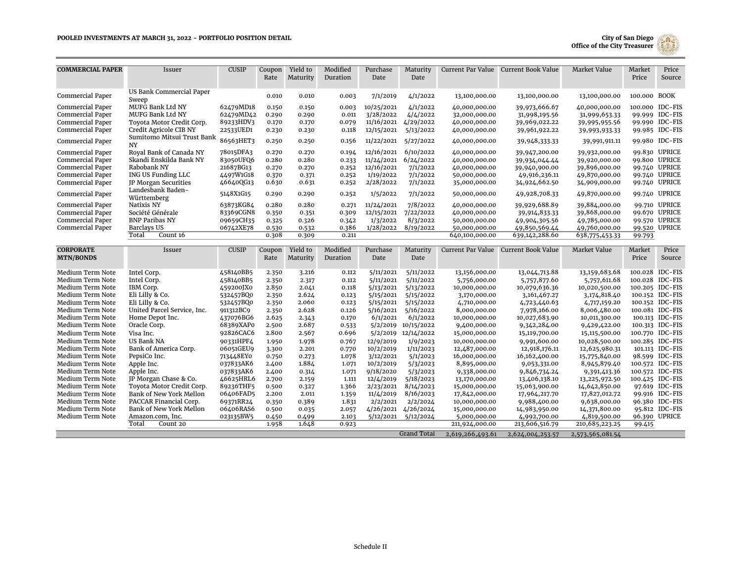**POOLED INVESTMENTS AT MARCH 31, 2022 - PORTFOLIO POSITION DETAIL**

**City of San Diego**
**Office of the City Treasurer**

| COMMERCIAL PAPER | Issuer | CUSIP | Coupon Rate | Yield to Maturity | Modified Duration | Purchase Date | Maturity Date | Current Par Value | Current Book Value | Market Value | Market Price | Price Source |
|---|---|---|---|---|---|---|---|---|---|---|---|---|
| Commercial Paper | US Bank Commercial Paper Sweep | | 0.010 | 0.010 | 0.003 | 7/1/2019 | 4/1/2022 | 13,100,000.00 | 13,100,000.00 | 13,100,000.00 | 100.000 | BOOK |
| Commercial Paper | MUFG Bank Ltd NY | 62479MD18 | 0.150 | 0.150 | 0.003 | 10/25/2021 | 4/1/2022 | 40,000,000.00 | 39,973,666.67 | 40,000,000.00 | 100.000 | IDC-FIS |
| Commercial Paper | MUFG Bank Ltd NY | 62479MD42 | 0.290 | 0.290 | 0.011 | 3/28/2022 | 4/4/2022 | 32,000,000.00 | 31,998,195.56 | 31,999,653.33 | 99.999 | IDC-FIS |
| Commercial Paper | Toyota Motor Credit Corp. | 89233HDV3 | 0.170 | 0.170 | 0.079 | 11/16/2021 | 4/29/2022 | 40,000,000.00 | 39,969,022.22 | 39,995,955.56 | 99.990 | IDC-FIS |
| Commercial Paper | Credit Agricole CIB NY | 22533UED1 | 0.230 | 0.230 | 0.118 | 12/15/2021 | 5/13/2022 | 40,000,000.00 | 39,961,922.22 | 39,993,933.33 | 99.985 | IDC-FIS |
| Commercial Paper | Sumitomo Mitsui Trust Bank NY | 86563HET3 | 0.250 | 0.250 | 0.156 | 11/22/2021 | 5/27/2022 | 40,000,000.00 | 39,948,333.33 | 39,991,911.11 | 99.980 | IDC-FIS |
| Commercial Paper | Royal Bank of Canada NY | 78015DFA3 | 0.270 | 0.270 | 0.194 | 12/16/2021 | 6/10/2022 | 40,000,000.00 | 39,947,200.00 | 39,932,000.00 | 99.830 | UPRICE |
| Commercial Paper | Skandi Enskilda Bank NY | 83050UFQ6 | 0.280 | 0.280 | 0.233 | 11/24/2021 | 6/24/2022 | 40,000,000.00 | 39,934,044.44 | 39,920,000.00 | 99.800 | UPRICE |
| Commercial Paper | Rabobank NY | 21687BG13 | 0.270 | 0.270 | 0.252 | 12/16/2021 | 7/1/2022 | 40,000,000.00 | 39,940,900.00 | 39,896,000.00 | 99.740 | UPRICE |
| Commercial Paper | ING US Funding LLC | 4497W1G18 | 0.370 | 0.371 | 0.252 | 1/19/2022 | 7/1/2022 | 50,000,000.00 | 49,916,236.11 | 49,870,000.00 | 99.740 | UPRICE |
| Commercial Paper | JP Morgan Securities | 46640QG13 | 0.630 | 0.631 | 0.252 | 2/28/2022 | 7/1/2022 | 35,000,000.00 | 34,924,662.50 | 34,909,000.00 | 99.740 | UPRICE |
| Commercial Paper | Landesbank Baden-Württemberg | 5148X1G15 | 0.290 | 0.290 | 0.252 | 1/5/2022 | 7/1/2022 | 50,000,000.00 | 49,928,708.33 | 49,870,000.00 | 99.740 | UPRICE |
| Commercial Paper | Natixis NY | 63873KG84 | 0.280 | 0.280 | 0.271 | 11/24/2021 | 7/8/2022 | 40,000,000.00 | 39,929,688.89 | 39,884,000.00 | 99.710 | UPRICE |
| Commercial Paper | Société Générale | 83369CGN8 | 0.350 | 0.351 | 0.309 | 12/15/2021 | 7/22/2022 | 40,000,000.00 | 39,914,833.33 | 39,868,000.00 | 99.670 | UPRICE |
| Commercial Paper | BNP Paribas NY | 09659CH35 | 0.325 | 0.326 | 0.342 | 1/3/2022 | 8/3/2022 | 50,000,000.00 | 49,904,305.56 | 49,785,000.00 | 99.570 | UPRICE |
| Commercial Paper | Barclays US | 06742XE78 | 0.530 | 0.532 | 0.386 | 1/28/2022 | 8/19/2022 | 50,000,000.00 | 49,850,569.44 | 49,760,000.00 | 99.520 | UPRICE |
| | Total Count 16 | | 0.308 | 0.309 | 0.211 | | | 640,100,000.00 | 639,142,288.60 | 638,775,453.33 | 99.793 | |

| CORPORATE MTN/BONDS | Issuer | CUSIP | Coupon Rate | Yield to Maturity | Modified Duration | Purchase Date | Maturity Date | Current Par Value | Current Book Value | Market Value | Market Price | Price Source |
|---|---|---|---|---|---|---|---|---|---|---|---|---|
| Medium Term Note | Intel Corp. | 458140BB5 | 2.350 | 3.216 | 0.112 | 5/11/2021 | 5/11/2022 | 13,156,000.00 | 13,044,713.88 | 13,159,683.68 | 100.028 | IDC-FIS |
| Medium Term Note | Intel Corp. | 458140BB5 | 2.350 | 2.317 | 0.112 | 5/11/2021 | 5/11/2022 | 5,756,000.00 | 5,757,877.60 | 5,757,611.68 | 100.028 | IDC-FIS |
| Medium Term Note | IBM Corp. | 459200JX0 | 2.850 | 2.041 | 0.118 | 5/13/2021 | 5/13/2022 | 10,000,000.00 | 10,079,636.36 | 10,020,500.00 | 100.205 | IDC-FIS |
| Medium Term Note | Eli Lilly & Co. | 532457BQ0 | 2.350 | 2.624 | 0.123 | 5/15/2021 | 5/15/2022 | 3,170,000.00 | 3,161,467.27 | 3,174,818.40 | 100.152 | IDC-FIS |
| Medium Term Note | Eli Lilly & Co. | 532457BQ0 | 2.350 | 2.060 | 0.123 | 5/15/2021 | 5/15/2022 | 4,710,000.00 | 4,723,440.63 | 4,717,159.20 | 100.152 | IDC-FIS |
| Medium Term Note | United Parcel Service, Inc. | 911312BC9 | 2.350 | 2.628 | 0.126 | 5/16/2021 | 5/16/2022 | 8,000,000.00 | 7,978,166.00 | 8,006,480.00 | 100.081 | IDC-FIS |
| Medium Term Note | Home Depot Inc. | 437076BG6 | 2.625 | 2.343 | 0.170 | 6/1/2021 | 6/1/2022 | 10,000,000.00 | 10,027,683.90 | 10,011,300.00 | 100.113 | IDC-FIS |
| Medium Term Note | Oracle Corp. | 68389XAP0 | 2.500 | 2.687 | 0.533 | 5/2/2019 | 10/15/2022 | 9,400,000.00 | 9,342,284.00 | 9,429,422.00 | 100.313 | IDC-FIS |
| Medium Term Note | Visa Inc. | 92826CAC6 | 2.800 | 2.567 | 0.696 | 5/2/2019 | 12/14/2022 | 15,000,000.00 | 15,119,700.00 | 15,115,500.00 | 100.770 | IDC-FIS |
| Medium Term Note | US Bank NA | 90331HPF4 | 1.950 | 1.978 | 0.767 | 12/9/2019 | 1/9/2023 | 10,000,000.00 | 9,991,600.00 | 10,028,500.00 | 100.285 | IDC-FIS |
| Medium Term Note | Bank of America Corp. | 06051GEU9 | 3.300 | 2.201 | 0.770 | 10/2/2019 | 1/11/2023 | 12,487,000.00 | 12,918,176.11 | 12,625,980.31 | 101.113 | IDC-FIS |
| Medium Term Note | PepsiCo Inc. | 713448EY0 | 0.750 | 0.273 | 1.078 | 3/12/2021 | 5/1/2023 | 16,000,000.00 | 16,162,400.00 | 15,775,840.00 | 98.599 | IDC-FIS |
| Medium Term Note | Apple Inc. | 037833AK6 | 2.400 | 1.884 | 1.071 | 10/2/2019 | 5/3/2023 | 8,895,000.00 | 9,053,331.00 | 8,945,879.40 | 100.572 | IDC-FIS |
| Medium Term Note | Apple Inc. | 037833AK6 | 2.400 | 0.314 | 1.071 | 9/18/2020 | 5/3/2023 | 9,338,000.00 | 9,846,734.24 | 9,391,413.36 | 100.572 | IDC-FIS |
| Medium Term Note | JP Morgan Chase & Co. | 46625HRL6 | 2.700 | 2.159 | 1.111 | 12/4/2019 | 5/18/2023 | 13,170,000.00 | 13,406,138.10 | 13,225,972.50 | 100.425 | IDC-FIS |
| Medium Term Note | Toyota Motor Credit Corp. | 89236THF5 | 0.500 | 0.327 | 1.366 | 2/23/2021 | 8/14/2023 | 15,000,000.00 | 15,063,900.00 | 14,642,850.00 | 97.619 | IDC-FIS |
| Medium Term Note | Bank of New York Mellon | 06406FAD5 | 2.200 | 2.011 | 1.359 | 11/4/2019 | 8/16/2023 | 17,842,000.00 | 17,964,217.70 | 17,827,012.72 | 99.916 | IDC-FIS |
| Medium Term Note | PACCAR Financial Corp. | 69371RR24 | 0.350 | 0.389 | 1.831 | 2/2/2021 | 2/2/2024 | 10,000,000.00 | 9,988,400.00 | 9,638,000.00 | 96.380 | IDC-FIS |
| Medium Term Note | Bank of New York Mellon | 06406RAS6 | 0.500 | 0.035 | 2.057 | 4/26/2021 | 4/26/2024 | 15,000,000.00 | 14,983,950.00 | 14,371,800.00 | 95.812 | IDC-FIS |
| Medium Term Note | Amazon.com, Inc. | 023135BW5 | 0.450 | 0.499 | 2.103 | 5/12/2021 | 5/12/2024 | 5,000,000.00 | 4,992,700.00 | 4,819,500.00 | 96.390 | UPRICE |
| | Total Count 20 | | 1.958 | 1.648 | 0.923 | | | 211,924,000.00 | 213,606,516.79 | 210,685,223.25 | 99.415 | |
| | | | | | | | Grand Total | 2,619,266,493.61 | 2,624,004,253.57 | 2,573,565,081.54 | | |

Schedule II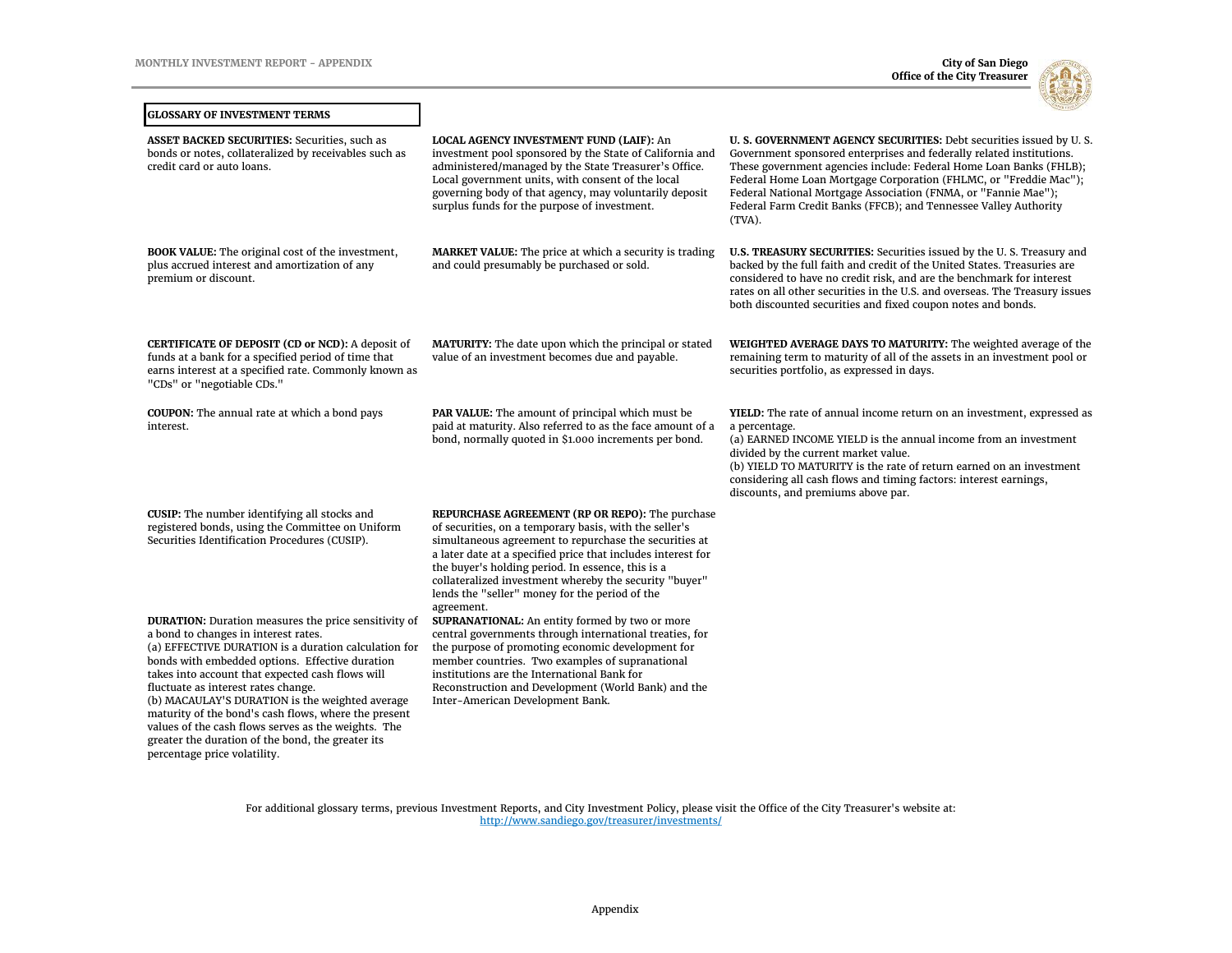## GLOSSARY OF INVESTMENT TERMS

**ASSET BACKED SECURITIES:** Securities, such as bonds or notes, collateralized by receivables such as credit card or auto loans.

**BOOK VALUE:** The original cost of the investment, plus accrued interest and amortization of any premium or discount.

**CERTIFICATE OF DEPOSIT (CD or NCD):** A deposit of funds at a bank for a specified period of time that earns interest at a specified rate. Commonly known as "CDs" or "negotiable CDs."

**COUPON:** The annual rate at which a bond pays interest.

**CUSIP:** The number identifying all stocks and registered bonds, using the Committee on Uniform Securities Identification Procedures (CUSIP).

**DURATION:** Duration measures the price sensitivity of a bond to changes in interest rates.
(a) EFFECTIVE DURATION is a duration calculation for bonds with embedded options. Effective duration takes into account that expected cash flows will fluctuate as interest rates change.
(b) MACAULAY'S DURATION is the weighted average maturity of the bond's cash flows, where the present values of the cash flows serves as the weights. The greater the duration of the bond, the greater its percentage price volatility.

**LOCAL AGENCY INVESTMENT FUND (LAIF):** An investment pool sponsored by the State of California and administered/managed by the State Treasurer's Office. Local government units, with consent of the local governing body of that agency, may voluntarily deposit surplus funds for the purpose of investment.

**MARKET VALUE:** The price at which a security is trading and could presumably be purchased or sold.

**MATURITY:** The date upon which the principal or stated value of an investment becomes due and payable.

**PAR VALUE:** The amount of principal which must be paid at maturity. Also referred to as the face amount of a bond, normally quoted in $1.000 increments per bond.

**REPURCHASE AGREEMENT (RP OR REPO):** The purchase of securities, on a temporary basis, with the seller's simultaneous agreement to repurchase the securities at a later date at a specified price that includes interest for the buyer's holding period. In essence, this is a collateralized investment whereby the security "buyer" lends the "seller" money for the period of the agreement.

**SUPRANATIONAL:** An entity formed by two or more central governments through international treaties, for the purpose of promoting economic development for member countries. Two examples of supranational institutions are the International Bank for Reconstruction and Development (World Bank) and the Inter-American Development Bank.

**U. S. GOVERNMENT AGENCY SECURITIES:** Debt securities issued by U. S. Government sponsored enterprises and federally related institutions. These government agencies include: Federal Home Loan Banks (FHLB); Federal Home Loan Mortgage Corporation (FHLMC, or "Freddie Mac"); Federal National Mortgage Association (FNMA, or "Fannie Mae"); Federal Farm Credit Banks (FFCB); and Tennessee Valley Authority (TVA).

**U.S. TREASURY SECURITIES:** Securities issued by the U. S. Treasury and backed by the full faith and credit of the United States. Treasuries are considered to have no credit risk, and are the benchmark for interest rates on all other securities in the U.S. and overseas. The Treasury issues both discounted securities and fixed coupon notes and bonds.

**WEIGHTED AVERAGE DAYS TO MATURITY:** The weighted average of the remaining term to maturity of all of the assets in an investment pool or securities portfolio, as expressed in days.

**YIELD:** The rate of annual income return on an investment, expressed as a percentage.
(a) EARNED INCOME YIELD is the annual income from an investment divided by the current market value.
(b) YIELD TO MATURITY is the rate of return earned on an investment considering all cash flows and timing factors: interest earnings, discounts, and premiums above par.

For additional glossary terms, previous Investment Reports, and City Investment Policy, please visit the Office of the City Treasurer's website at:
http://www.sandiego.gov/treasurer/investments/